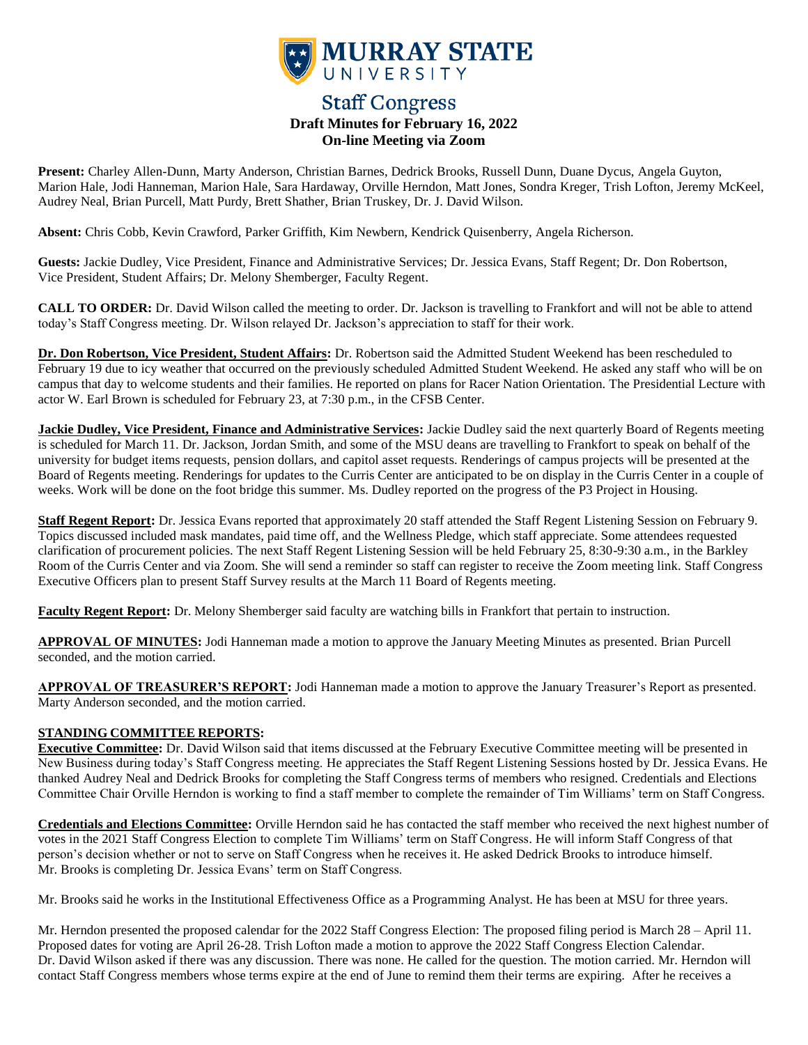# MURRAY STATE UNIVERSITY

## Staff Congress

### Draft Minutes for February 16, 2022
### On-line Meeting via Zoom

**Present:** Charley Allen-Dunn, Marty Anderson, Christian Barnes, Dedrick Brooks, Russell Dunn, Duane Dycus, Angela Guyton, Marion Hale, Jodi Hanneman, Marion Hale, Sara Hardaway, Orville Herndon, Matt Jones, Sondra Kreger, Trish Lofton, Jeremy McKeel, Audrey Neal, Brian Purcell, Matt Purdy, Brett Shather, Brian Truskey, Dr. J. David Wilson.

**Absent:** Chris Cobb, Kevin Crawford, Parker Griffith, Kim Newbern, Kendrick Quisenberry, Angela Richerson.

**Guests:** Jackie Dudley, Vice President, Finance and Administrative Services; Dr. Jessica Evans, Staff Regent; Dr. Don Robertson, Vice President, Student Affairs; Dr. Melony Shemberger, Faculty Regent.

**CALL TO ORDER:** Dr. David Wilson called the meeting to order. Dr. Jackson is travelling to Frankfort and will not be able to attend today's Staff Congress meeting. Dr. Wilson relayed Dr. Jackson's appreciation to staff for their work.

**Dr. Don Robertson, Vice President, Student Affairs:** Dr. Robertson said the Admitted Student Weekend has been rescheduled to February 19 due to icy weather that occurred on the previously scheduled Admitted Student Weekend. He asked any staff who will be on campus that day to welcome students and their families. He reported on plans for Racer Nation Orientation. The Presidential Lecture with actor W. Earl Brown is scheduled for February 23, at 7:30 p.m., in the CFSB Center.

**Jackie Dudley, Vice President, Finance and Administrative Services:** Jackie Dudley said the next quarterly Board of Regents meeting is scheduled for March 11. Dr. Jackson, Jordan Smith, and some of the MSU deans are travelling to Frankfort to speak on behalf of the university for budget items requests, pension dollars, and capitol asset requests. Renderings of campus projects will be presented at the Board of Regents meeting. Renderings for updates to the Curris Center are anticipated to be on display in the Curris Center in a couple of weeks. Work will be done on the foot bridge this summer. Ms. Dudley reported on the progress of the P3 Project in Housing.

**Staff Regent Report:** Dr. Jessica Evans reported that approximately 20 staff attended the Staff Regent Listening Session on February 9. Topics discussed included mask mandates, paid time off, and the Wellness Pledge, which staff appreciate. Some attendees requested clarification of procurement policies. The next Staff Regent Listening Session will be held February 25, 8:30-9:30 a.m., in the Barkley Room of the Curris Center and via Zoom. She will send a reminder so staff can register to receive the Zoom meeting link. Staff Congress Executive Officers plan to present Staff Survey results at the March 11 Board of Regents meeting.

**Faculty Regent Report:** Dr. Melony Shemberger said faculty are watching bills in Frankfort that pertain to instruction.

**APPROVAL OF MINUTES:** Jodi Hanneman made a motion to approve the January Meeting Minutes as presented. Brian Purcell seconded, and the motion carried.

**APPROVAL OF TREASURER'S REPORT:** Jodi Hanneman made a motion to approve the January Treasurer's Report as presented. Marty Anderson seconded, and the motion carried.

**STANDING COMMITTEE REPORTS:**

**Executive Committee:** Dr. David Wilson said that items discussed at the February Executive Committee meeting will be presented in New Business during today's Staff Congress meeting. He appreciates the Staff Regent Listening Sessions hosted by Dr. Jessica Evans. He thanked Audrey Neal and Dedrick Brooks for completing the Staff Congress terms of members who resigned. Credentials and Elections Committee Chair Orville Herndon is working to find a staff member to complete the remainder of Tim Williams' term on Staff Congress.

**Credentials and Elections Committee:** Orville Herndon said he has contacted the staff member who received the next highest number of votes in the 2021 Staff Congress Election to complete Tim Williams' term on Staff Congress. He will inform Staff Congress of that person's decision whether or not to serve on Staff Congress when he receives it. He asked Dedrick Brooks to introduce himself. Mr. Brooks is completing Dr. Jessica Evans' term on Staff Congress.

Mr. Brooks said he works in the Institutional Effectiveness Office as a Programming Analyst. He has been at MSU for three years.

Mr. Herndon presented the proposed calendar for the 2022 Staff Congress Election: The proposed filing period is March 28 – April 11. Proposed dates for voting are April 26-28. Trish Lofton made a motion to approve the 2022 Staff Congress Election Calendar. Dr. David Wilson asked if there was any discussion. There was none. He called for the question. The motion carried. Mr. Herndon will contact Staff Congress members whose terms expire at the end of June to remind them their terms are expiring. After he receives a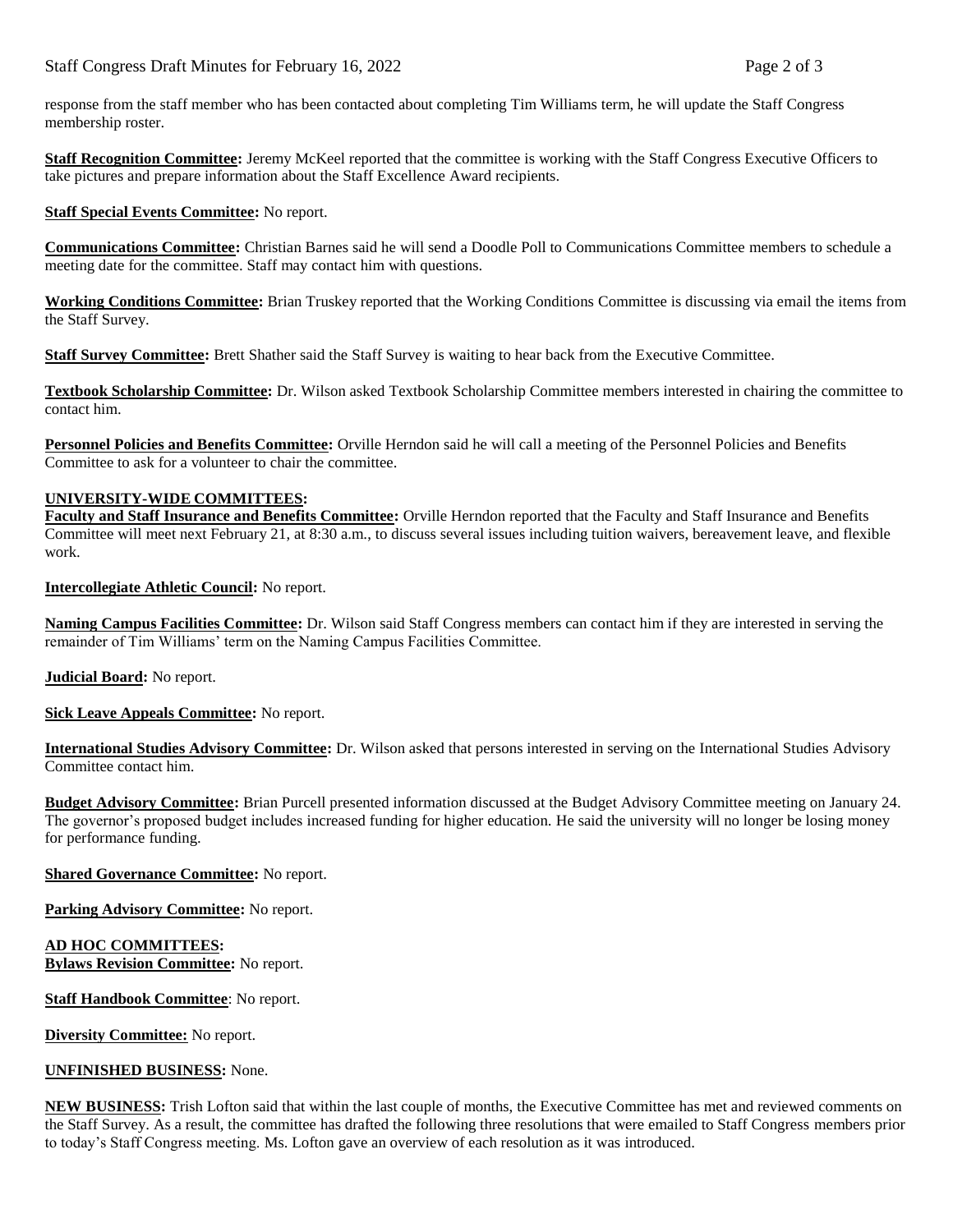response from the staff member who has been contacted about completing Tim Williams term, he will update the Staff Congress membership roster.

**Staff Recognition Committee:** Jeremy McKeel reported that the committee is working with the Staff Congress Executive Officers to take pictures and prepare information about the Staff Excellence Award recipients.

**Staff Special Events Committee:** No report.

**Communications Committee:** Christian Barnes said he will send a Doodle Poll to Communications Committee members to schedule a meeting date for the committee. Staff may contact him with questions.

**Working Conditions Committee:** Brian Truskey reported that the Working Conditions Committee is discussing via email the items from the Staff Survey.

**Staff Survey Committee:** Brett Shather said the Staff Survey is waiting to hear back from the Executive Committee.

**Textbook Scholarship Committee:** Dr. Wilson asked Textbook Scholarship Committee members interested in chairing the committee to contact him.

**Personnel Policies and Benefits Committee:** Orville Herndon said he will call a meeting of the Personnel Policies and Benefits Committee to ask for a volunteer to chair the committee.

**UNIVERSITY-WIDE COMMITTEES:**

**Faculty and Staff Insurance and Benefits Committee:** Orville Herndon reported that the Faculty and Staff Insurance and Benefits Committee will meet next February 21, at 8:30 a.m., to discuss several issues including tuition waivers, bereavement leave, and flexible work.

**Intercollegiate Athletic Council:** No report.

**Naming Campus Facilities Committee:** Dr. Wilson said Staff Congress members can contact him if they are interested in serving the remainder of Tim Williams' term on the Naming Campus Facilities Committee.

**Judicial Board:** No report.

**Sick Leave Appeals Committee:** No report.

**International Studies Advisory Committee:** Dr. Wilson asked that persons interested in serving on the International Studies Advisory Committee contact him.

**Budget Advisory Committee:** Brian Purcell presented information discussed at the Budget Advisory Committee meeting on January 24. The governor's proposed budget includes increased funding for higher education. He said the university will no longer be losing money for performance funding.

**Shared Governance Committee:** No report.

**Parking Advisory Committee:** No report.

**AD HOC COMMITTEES:**

**Bylaws Revision Committee:** No report.

**Staff Handbook Committee**: No report.

**Diversity Committee:** No report.

**UNFINISHED BUSINESS:** None.

**NEW BUSINESS:** Trish Lofton said that within the last couple of months, the Executive Committee has met and reviewed comments on the Staff Survey. As a result, the committee has drafted the following three resolutions that were emailed to Staff Congress members prior to today's Staff Congress meeting. Ms. Lofton gave an overview of each resolution as it was introduced.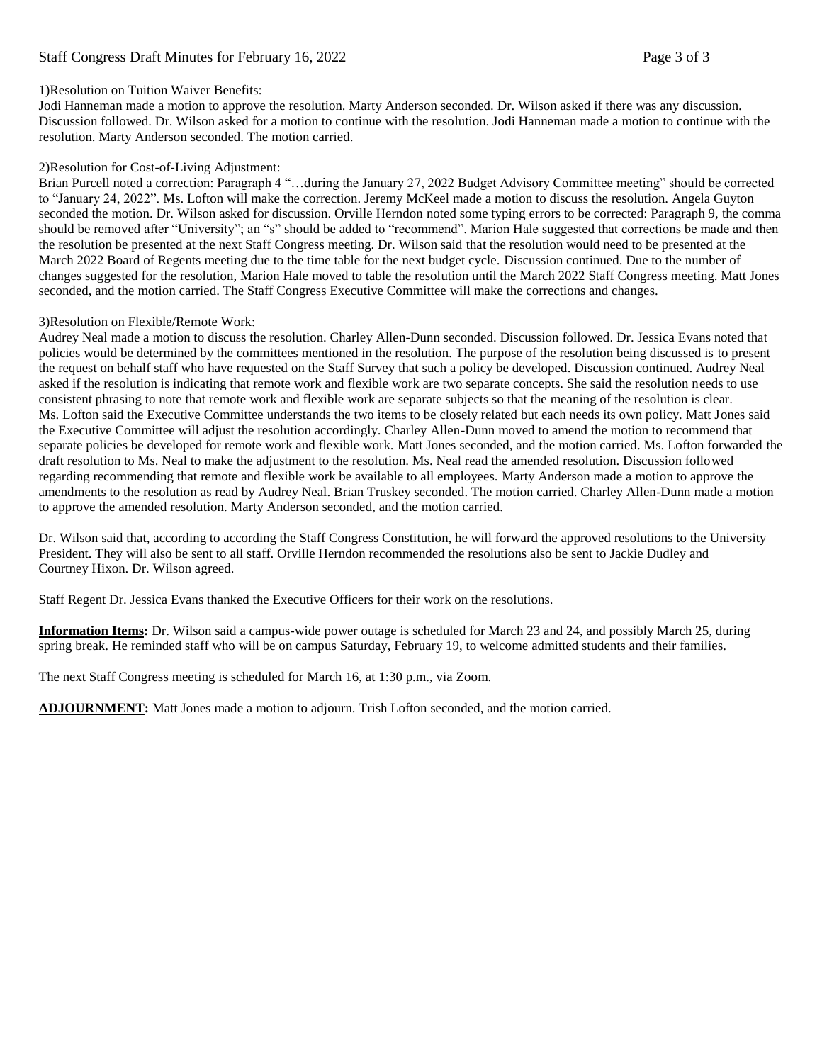1)Resolution on Tuition Waiver Benefits:
Jodi Hanneman made a motion to approve the resolution. Marty Anderson seconded. Dr. Wilson asked if there was any discussion. Discussion followed. Dr. Wilson asked for a motion to continue with the resolution. Jodi Hanneman made a motion to continue with the resolution. Marty Anderson seconded. The motion carried.

2)Resolution for Cost-of-Living Adjustment:
Brian Purcell noted a correction: Paragraph 4 "…during the January 27, 2022 Budget Advisory Committee meeting" should be corrected to "January 24, 2022". Ms. Lofton will make the correction. Jeremy McKeel made a motion to discuss the resolution. Angela Guyton seconded the motion. Dr. Wilson asked for discussion. Orville Herndon noted some typing errors to be corrected: Paragraph 9, the comma should be removed after "University"; an "s" should be added to "recommend". Marion Hale suggested that corrections be made and then the resolution be presented at the next Staff Congress meeting. Dr. Wilson said that the resolution would need to be presented at the March 2022 Board of Regents meeting due to the time table for the next budget cycle. Discussion continued. Due to the number of changes suggested for the resolution, Marion Hale moved to table the resolution until the March 2022 Staff Congress meeting. Matt Jones seconded, and the motion carried. The Staff Congress Executive Committee will make the corrections and changes.

3)Resolution on Flexible/Remote Work:
Audrey Neal made a motion to discuss the resolution. Charley Allen-Dunn seconded. Discussion followed. Dr. Jessica Evans noted that policies would be determined by the committees mentioned in the resolution. The purpose of the resolution being discussed is to present the request on behalf staff who have requested on the Staff Survey that such a policy be developed. Discussion continued. Audrey Neal asked if the resolution is indicating that remote work and flexible work are two separate concepts. She said the resolution needs to use consistent phrasing to note that remote work and flexible work are separate subjects so that the meaning of the resolution is clear. Ms. Lofton said the Executive Committee understands the two items to be closely related but each needs its own policy. Matt Jones said the Executive Committee will adjust the resolution accordingly. Charley Allen-Dunn moved to amend the motion to recommend that separate policies be developed for remote work and flexible work. Matt Jones seconded, and the motion carried. Ms. Lofton forwarded the draft resolution to Ms. Neal to make the adjustment to the resolution. Ms. Neal read the amended resolution. Discussion followed regarding recommending that remote and flexible work be available to all employees. Marty Anderson made a motion to approve the amendments to the resolution as read by Audrey Neal. Brian Truskey seconded. The motion carried. Charley Allen-Dunn made a motion to approve the amended resolution. Marty Anderson seconded, and the motion carried.

Dr. Wilson said that, according to according the Staff Congress Constitution, he will forward the approved resolutions to the University President. They will also be sent to all staff. Orville Herndon recommended the resolutions also be sent to Jackie Dudley and Courtney Hixon. Dr. Wilson agreed.

Staff Regent Dr. Jessica Evans thanked the Executive Officers for their work on the resolutions.

**Information Items:** Dr. Wilson said a campus-wide power outage is scheduled for March 23 and 24, and possibly March 25, during spring break. He reminded staff who will be on campus Saturday, February 19, to welcome admitted students and their families.

The next Staff Congress meeting is scheduled for March 16, at 1:30 p.m., via Zoom.

**ADJOURNMENT:** Matt Jones made a motion to adjourn. Trish Lofton seconded, and the motion carried.